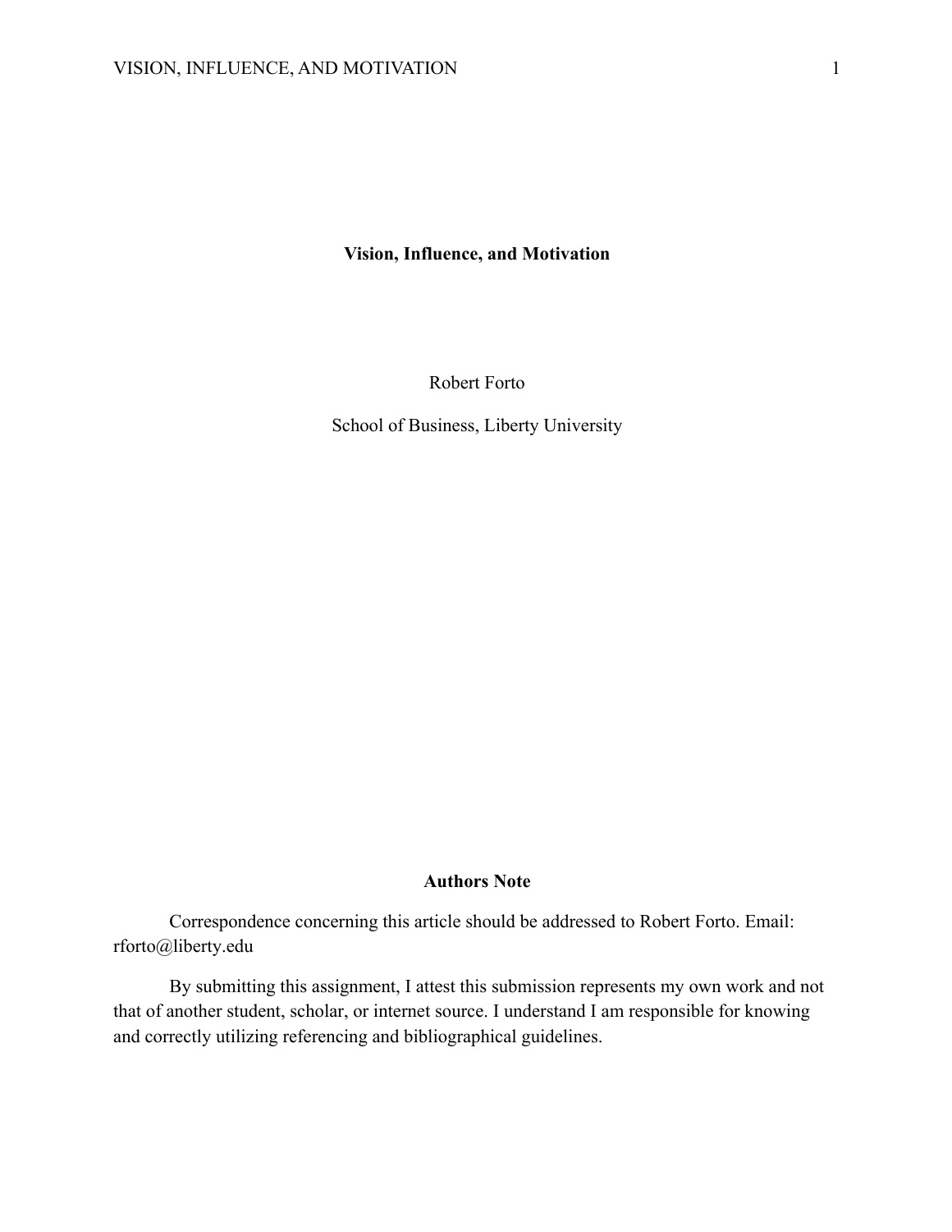# Vision, Influence, and Motivation

Robert Forto

School of Business, Liberty University

## Authors Note

Correspondence concerning this article should be addressed to Robert Forto. Email: rforto@liberty.edu

By submitting this assignment, I attest this submission represents my own work and not that of another student, scholar, or internet source. I understand I am responsible for knowing and correctly utilizing referencing and bibliographical guidelines.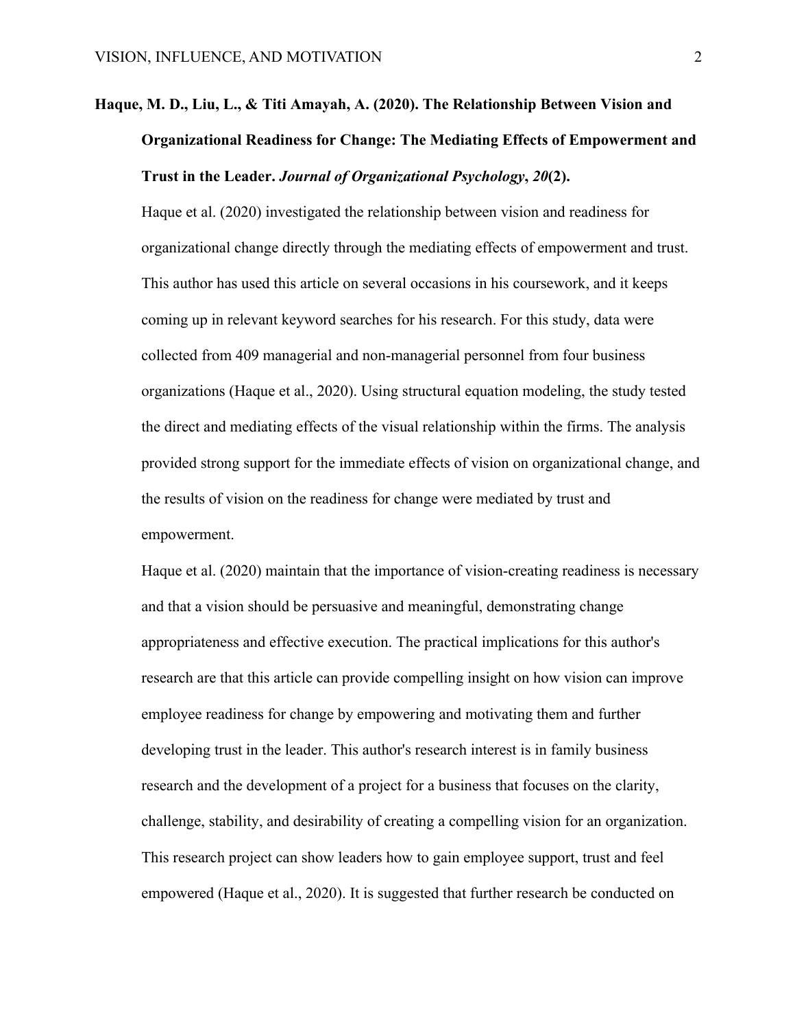**Haque, M. D., Liu, L., & Titi Amayah, A. (2020). The Relationship Between Vision and Organizational Readiness for Change: The Mediating Effects of Empowerment and Trust in the Leader. *Journal of Organizational Psychology*, *20*(2).**

Haque et al. (2020) investigated the relationship between vision and readiness for organizational change directly through the mediating effects of empowerment and trust. This author has used this article on several occasions in his coursework, and it keeps coming up in relevant keyword searches for his research. For this study, data were collected from 409 managerial and non-managerial personnel from four business organizations (Haque et al., 2020). Using structural equation modeling, the study tested the direct and mediating effects of the visual relationship within the firms. The analysis provided strong support for the immediate effects of vision on organizational change, and the results of vision on the readiness for change were mediated by trust and empowerment.

Haque et al. (2020) maintain that the importance of vision-creating readiness is necessary and that a vision should be persuasive and meaningful, demonstrating change appropriateness and effective execution. The practical implications for this author's research are that this article can provide compelling insight on how vision can improve employee readiness for change by empowering and motivating them and further developing trust in the leader. This author's research interest is in family business research and the development of a project for a business that focuses on the clarity, challenge, stability, and desirability of creating a compelling vision for an organization. This research project can show leaders how to gain employee support, trust and feel empowered (Haque et al., 2020). It is suggested that further research be conducted on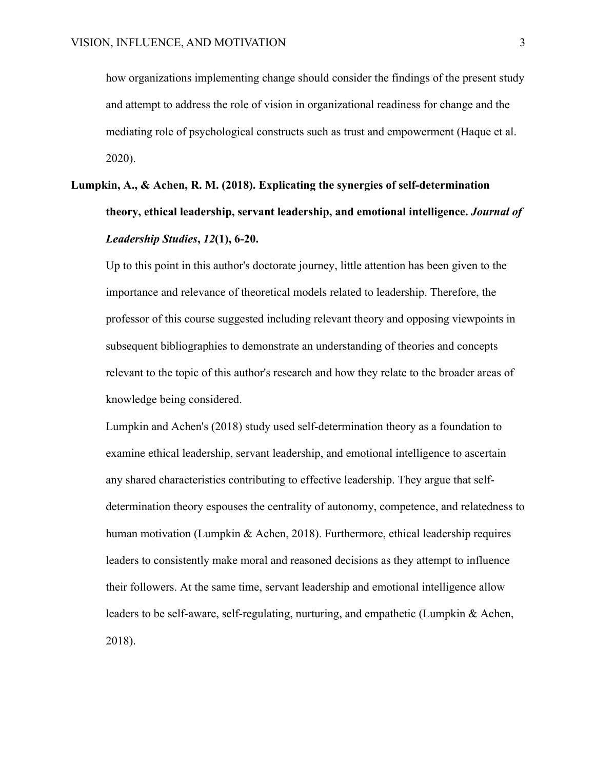how organizations implementing change should consider the findings of the present study and attempt to address the role of vision in organizational readiness for change and the mediating role of psychological constructs such as trust and empowerment (Haque et al. 2020).

**Lumpkin, A., & Achen, R. M. (2018). Explicating the synergies of self-determination theory, ethical leadership, servant leadership, and emotional intelligence. *Journal of Leadership Studies*, *12*(1), 6-20.**

Up to this point in this author's doctorate journey, little attention has been given to the importance and relevance of theoretical models related to leadership. Therefore, the professor of this course suggested including relevant theory and opposing viewpoints in subsequent bibliographies to demonstrate an understanding of theories and concepts relevant to the topic of this author's research and how they relate to the broader areas of knowledge being considered.

Lumpkin and Achen's (2018) study used self-determination theory as a foundation to examine ethical leadership, servant leadership, and emotional intelligence to ascertain any shared characteristics contributing to effective leadership. They argue that self-determination theory espouses the centrality of autonomy, competence, and relatedness to human motivation (Lumpkin & Achen, 2018). Furthermore, ethical leadership requires leaders to consistently make moral and reasoned decisions as they attempt to influence their followers. At the same time, servant leadership and emotional intelligence allow leaders to be self-aware, self-regulating, nurturing, and empathetic (Lumpkin & Achen, 2018).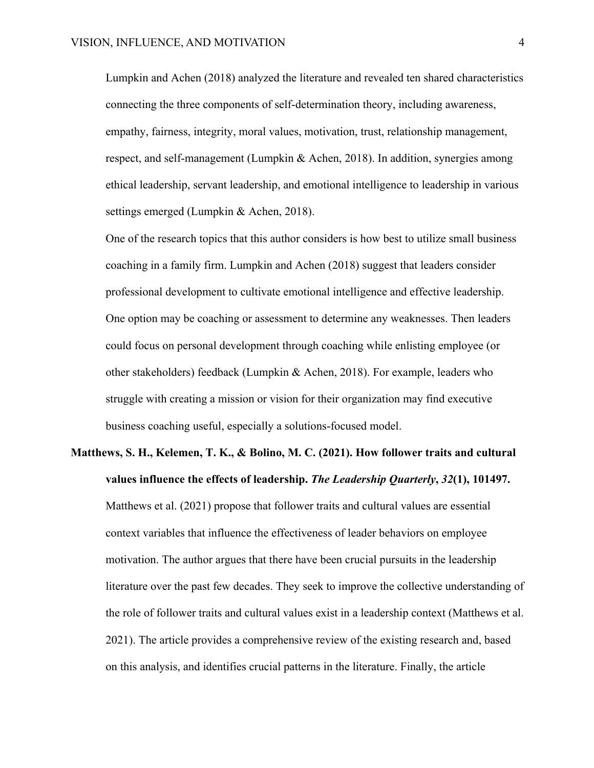Lumpkin and Achen (2018) analyzed the literature and revealed ten shared characteristics connecting the three components of self-determination theory, including awareness, empathy, fairness, integrity, moral values, motivation, trust, relationship management, respect, and self-management (Lumpkin & Achen, 2018). In addition, synergies among ethical leadership, servant leadership, and emotional intelligence to leadership in various settings emerged (Lumpkin & Achen, 2018).

One of the research topics that this author considers is how best to utilize small business coaching in a family firm. Lumpkin and Achen (2018) suggest that leaders consider professional development to cultivate emotional intelligence and effective leadership. One option may be coaching or assessment to determine any weaknesses. Then leaders could focus on personal development through coaching while enlisting employee (or other stakeholders) feedback (Lumpkin & Achen, 2018). For example, leaders who struggle with creating a mission or vision for their organization may find executive business coaching useful, especially a solutions-focused model.

**Matthews, S. H., Kelemen, T. K., & Bolino, M. C. (2021). How follower traits and cultural values influence the effects of leadership. *The Leadership Quarterly*, *32*(1), 101497.**

Matthews et al. (2021) propose that follower traits and cultural values are essential context variables that influence the effectiveness of leader behaviors on employee motivation. The author argues that there have been crucial pursuits in the leadership literature over the past few decades. They seek to improve the collective understanding of the role of follower traits and cultural values exist in a leadership context (Matthews et al. 2021). The article provides a comprehensive review of the existing research and, based on this analysis, and identifies crucial patterns in the literature. Finally, the article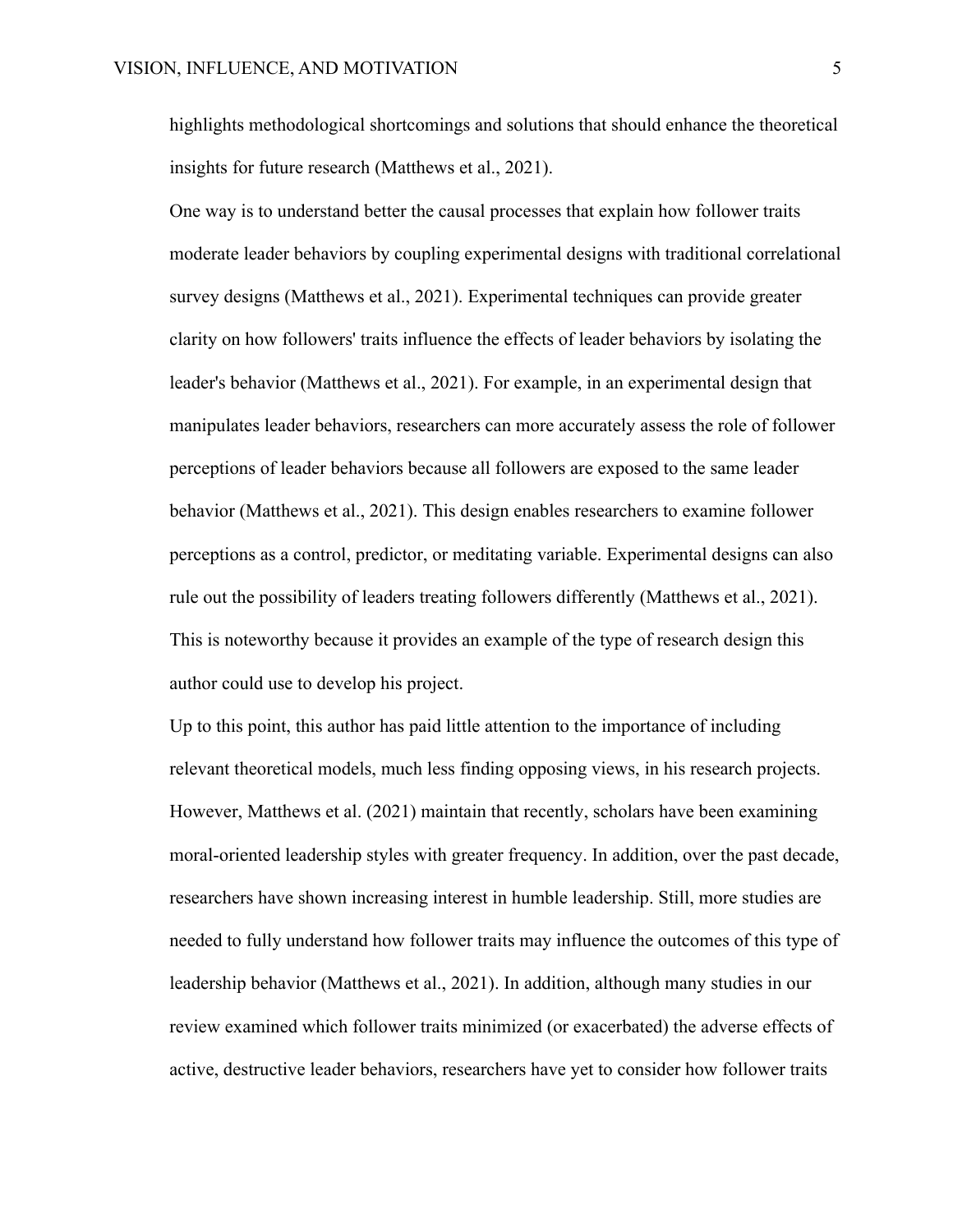highlights methodological shortcomings and solutions that should enhance the theoretical insights for future research (Matthews et al., 2021).

One way is to understand better the causal processes that explain how follower traits moderate leader behaviors by coupling experimental designs with traditional correlational survey designs (Matthews et al., 2021). Experimental techniques can provide greater clarity on how followers' traits influence the effects of leader behaviors by isolating the leader's behavior (Matthews et al., 2021). For example, in an experimental design that manipulates leader behaviors, researchers can more accurately assess the role of follower perceptions of leader behaviors because all followers are exposed to the same leader behavior (Matthews et al., 2021). This design enables researchers to examine follower perceptions as a control, predictor, or meditating variable. Experimental designs can also rule out the possibility of leaders treating followers differently (Matthews et al., 2021). This is noteworthy because it provides an example of the type of research design this author could use to develop his project.

Up to this point, this author has paid little attention to the importance of including relevant theoretical models, much less finding opposing views, in his research projects. However, Matthews et al. (2021) maintain that recently, scholars have been examining moral-oriented leadership styles with greater frequency. In addition, over the past decade, researchers have shown increasing interest in humble leadership. Still, more studies are needed to fully understand how follower traits may influence the outcomes of this type of leadership behavior (Matthews et al., 2021). In addition, although many studies in our review examined which follower traits minimized (or exacerbated) the adverse effects of active, destructive leader behaviors, researchers have yet to consider how follower traits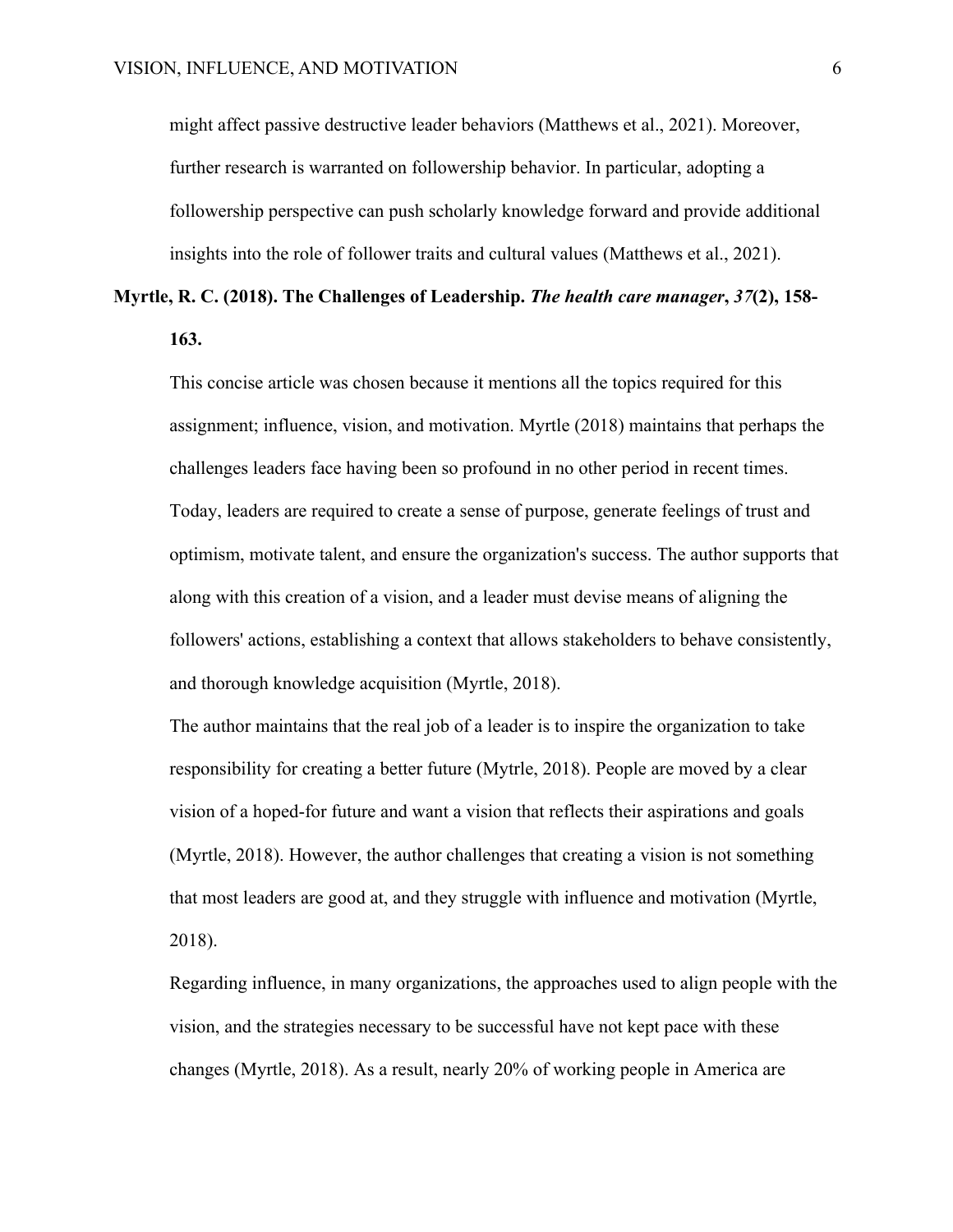might affect passive destructive leader behaviors (Matthews et al., 2021). Moreover, further research is warranted on followership behavior. In particular, adopting a followership perspective can push scholarly knowledge forward and provide additional insights into the role of follower traits and cultural values (Matthews et al., 2021).

**Myrtle, R. C. (2018). The Challenges of Leadership. *The health care manager*, *37*(2), 158-163.**

This concise article was chosen because it mentions all the topics required for this assignment; influence, vision, and motivation. Myrtle (2018) maintains that perhaps the challenges leaders face having been so profound in no other period in recent times. Today, leaders are required to create a sense of purpose, generate feelings of trust and optimism, motivate talent, and ensure the organization's success. The author supports that along with this creation of a vision, and a leader must devise means of aligning the followers' actions, establishing a context that allows stakeholders to behave consistently, and thorough knowledge acquisition (Myrtle, 2018).

The author maintains that the real job of a leader is to inspire the organization to take responsibility for creating a better future (Mytrle, 2018). People are moved by a clear vision of a hoped-for future and want a vision that reflects their aspirations and goals (Myrtle, 2018). However, the author challenges that creating a vision is not something that most leaders are good at, and they struggle with influence and motivation (Myrtle, 2018).

Regarding influence, in many organizations, the approaches used to align people with the vision, and the strategies necessary to be successful have not kept pace with these changes (Myrtle, 2018). As a result, nearly 20% of working people in America are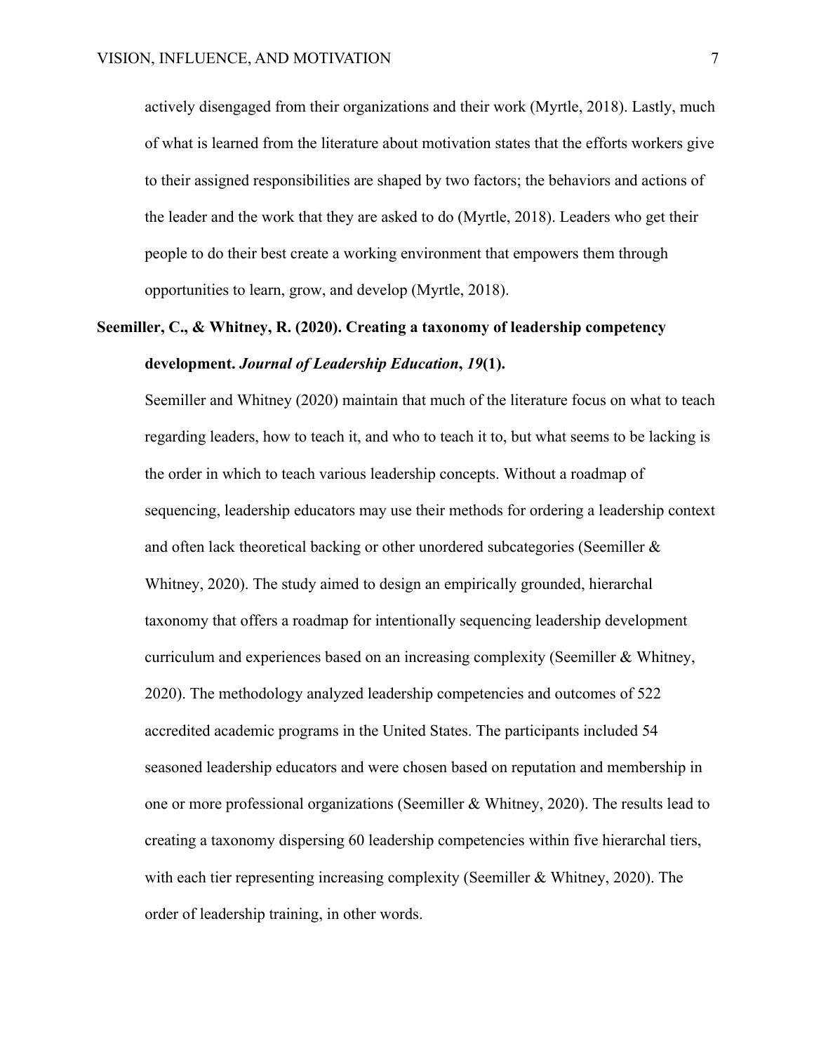actively disengaged from their organizations and their work (Myrtle, 2018). Lastly, much of what is learned from the literature about motivation states that the efforts workers give to their assigned responsibilities are shaped by two factors; the behaviors and actions of the leader and the work that they are asked to do (Myrtle, 2018). Leaders who get their people to do their best create a working environment that empowers them through opportunities to learn, grow, and develop (Myrtle, 2018).

**Seemiller, C., & Whitney, R. (2020). Creating a taxonomy of leadership competency development. *Journal of Leadership Education*, *19*(1).**

Seemiller and Whitney (2020) maintain that much of the literature focus on what to teach regarding leaders, how to teach it, and who to teach it to, but what seems to be lacking is the order in which to teach various leadership concepts. Without a roadmap of sequencing, leadership educators may use their methods for ordering a leadership context and often lack theoretical backing or other unordered subcategories (Seemiller & Whitney, 2020). The study aimed to design an empirically grounded, hierarchal taxonomy that offers a roadmap for intentionally sequencing leadership development curriculum and experiences based on an increasing complexity (Seemiller & Whitney, 2020). The methodology analyzed leadership competencies and outcomes of 522 accredited academic programs in the United States. The participants included 54 seasoned leadership educators and were chosen based on reputation and membership in one or more professional organizations (Seemiller & Whitney, 2020). The results lead to creating a taxonomy dispersing 60 leadership competencies within five hierarchal tiers, with each tier representing increasing complexity (Seemiller & Whitney, 2020). The order of leadership training, in other words.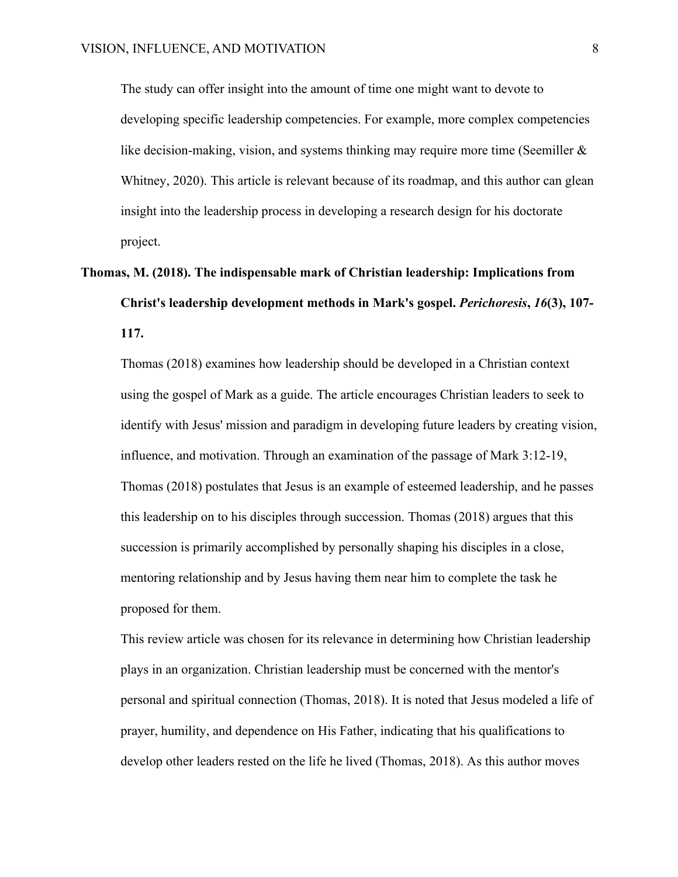The study can offer insight into the amount of time one might want to devote to developing specific leadership competencies. For example, more complex competencies like decision-making, vision, and systems thinking may require more time (Seemiller & Whitney, 2020). This article is relevant because of its roadmap, and this author can glean insight into the leadership process in developing a research design for his doctorate project.

**Thomas, M. (2018). The indispensable mark of Christian leadership: Implications from Christ's leadership development methods in Mark's gospel. *Perichoresis*, *16*(3), 107-117.**

Thomas (2018) examines how leadership should be developed in a Christian context using the gospel of Mark as a guide. The article encourages Christian leaders to seek to identify with Jesus' mission and paradigm in developing future leaders by creating vision, influence, and motivation. Through an examination of the passage of Mark 3:12-19, Thomas (2018) postulates that Jesus is an example of esteemed leadership, and he passes this leadership on to his disciples through succession. Thomas (2018) argues that this succession is primarily accomplished by personally shaping his disciples in a close, mentoring relationship and by Jesus having them near him to complete the task he proposed for them.

This review article was chosen for its relevance in determining how Christian leadership plays in an organization. Christian leadership must be concerned with the mentor's personal and spiritual connection (Thomas, 2018). It is noted that Jesus modeled a life of prayer, humility, and dependence on His Father, indicating that his qualifications to develop other leaders rested on the life he lived (Thomas, 2018). As this author moves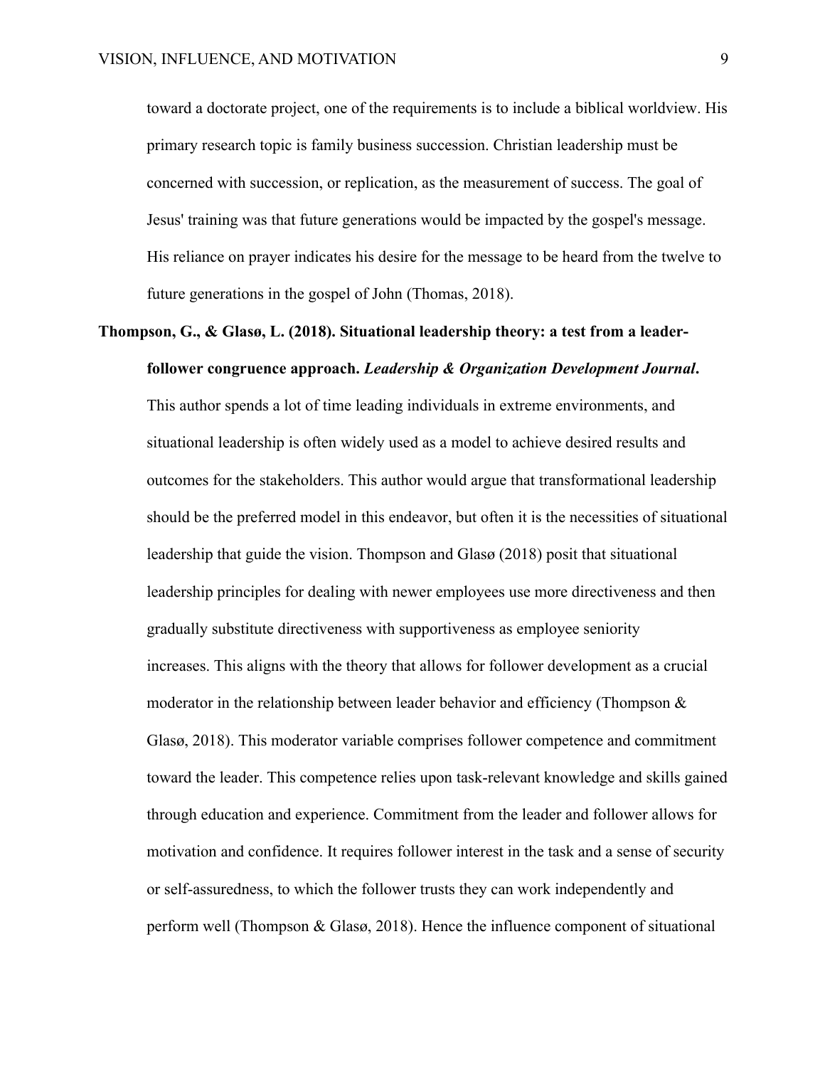toward a doctorate project, one of the requirements is to include a biblical worldview. His primary research topic is family business succession. Christian leadership must be concerned with succession, or replication, as the measurement of success. The goal of Jesus' training was that future generations would be impacted by the gospel's message. His reliance on prayer indicates his desire for the message to be heard from the twelve to future generations in the gospel of John (Thomas, 2018).

**Thompson, G., & Glasø, L. (2018). Situational leadership theory: a test from a leader-follower congruence approach. *Leadership & Organization Development Journal*.**

This author spends a lot of time leading individuals in extreme environments, and situational leadership is often widely used as a model to achieve desired results and outcomes for the stakeholders. This author would argue that transformational leadership should be the preferred model in this endeavor, but often it is the necessities of situational leadership that guide the vision. Thompson and Glasø (2018) posit that situational leadership principles for dealing with newer employees use more directiveness and then gradually substitute directiveness with supportiveness as employee seniority increases. This aligns with the theory that allows for follower development as a crucial moderator in the relationship between leader behavior and efficiency (Thompson & Glasø, 2018). This moderator variable comprises follower competence and commitment toward the leader. This competence relies upon task-relevant knowledge and skills gained through education and experience. Commitment from the leader and follower allows for motivation and confidence. It requires follower interest in the task and a sense of security or self-assuredness, to which the follower trusts they can work independently and perform well (Thompson & Glasø, 2018). Hence the influence component of situational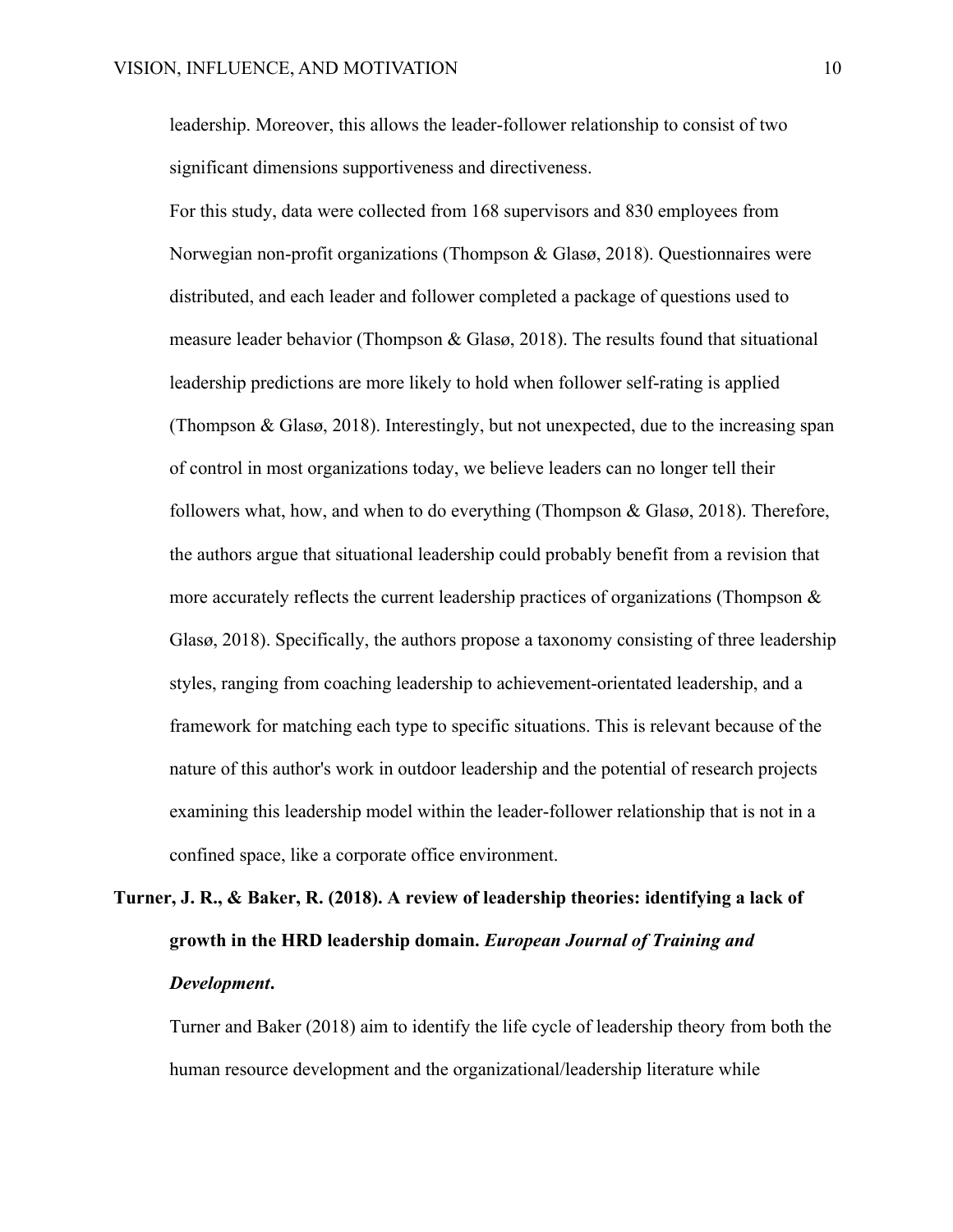leadership. Moreover, this allows the leader-follower relationship to consist of two significant dimensions supportiveness and directiveness.

For this study, data were collected from 168 supervisors and 830 employees from Norwegian non-profit organizations (Thompson & Glasø, 2018). Questionnaires were distributed, and each leader and follower completed a package of questions used to measure leader behavior (Thompson & Glasø, 2018). The results found that situational leadership predictions are more likely to hold when follower self-rating is applied (Thompson & Glasø, 2018). Interestingly, but not unexpected, due to the increasing span of control in most organizations today, we believe leaders can no longer tell their followers what, how, and when to do everything (Thompson & Glasø, 2018). Therefore, the authors argue that situational leadership could probably benefit from a revision that more accurately reflects the current leadership practices of organizations (Thompson & Glasø, 2018). Specifically, the authors propose a taxonomy consisting of three leadership styles, ranging from coaching leadership to achievement-orientated leadership, and a framework for matching each type to specific situations. This is relevant because of the nature of this author's work in outdoor leadership and the potential of research projects examining this leadership model within the leader-follower relationship that is not in a confined space, like a corporate office environment.

**Turner, J. R., & Baker, R. (2018). A review of leadership theories: identifying a lack of growth in the HRD leadership domain. *European Journal of Training and Development*.**

Turner and Baker (2018) aim to identify the life cycle of leadership theory from both the human resource development and the organizational/leadership literature while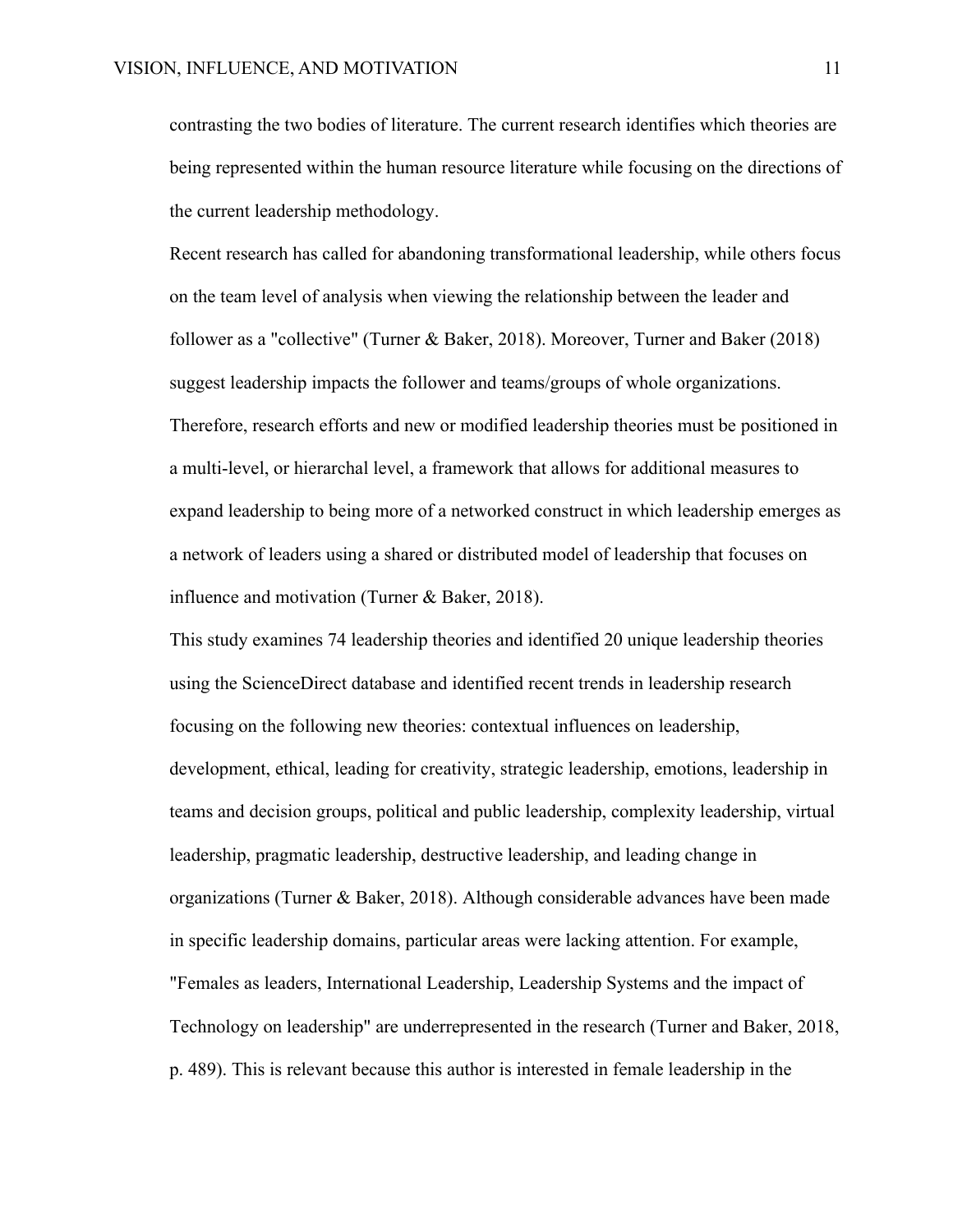contrasting the two bodies of literature. The current research identifies which theories are being represented within the human resource literature while focusing on the directions of the current leadership methodology.

Recent research has called for abandoning transformational leadership, while others focus on the team level of analysis when viewing the relationship between the leader and follower as a "collective" (Turner & Baker, 2018). Moreover, Turner and Baker (2018) suggest leadership impacts the follower and teams/groups of whole organizations. Therefore, research efforts and new or modified leadership theories must be positioned in a multi-level, or hierarchal level, a framework that allows for additional measures to expand leadership to being more of a networked construct in which leadership emerges as a network of leaders using a shared or distributed model of leadership that focuses on influence and motivation (Turner & Baker, 2018).

This study examines 74 leadership theories and identified 20 unique leadership theories using the ScienceDirect database and identified recent trends in leadership research focusing on the following new theories: contextual influences on leadership, development, ethical, leading for creativity, strategic leadership, emotions, leadership in teams and decision groups, political and public leadership, complexity leadership, virtual leadership, pragmatic leadership, destructive leadership, and leading change in organizations (Turner & Baker, 2018). Although considerable advances have been made in specific leadership domains, particular areas were lacking attention. For example, "Females as leaders, International Leadership, Leadership Systems and the impact of Technology on leadership" are underrepresented in the research (Turner and Baker, 2018, p. 489). This is relevant because this author is interested in female leadership in the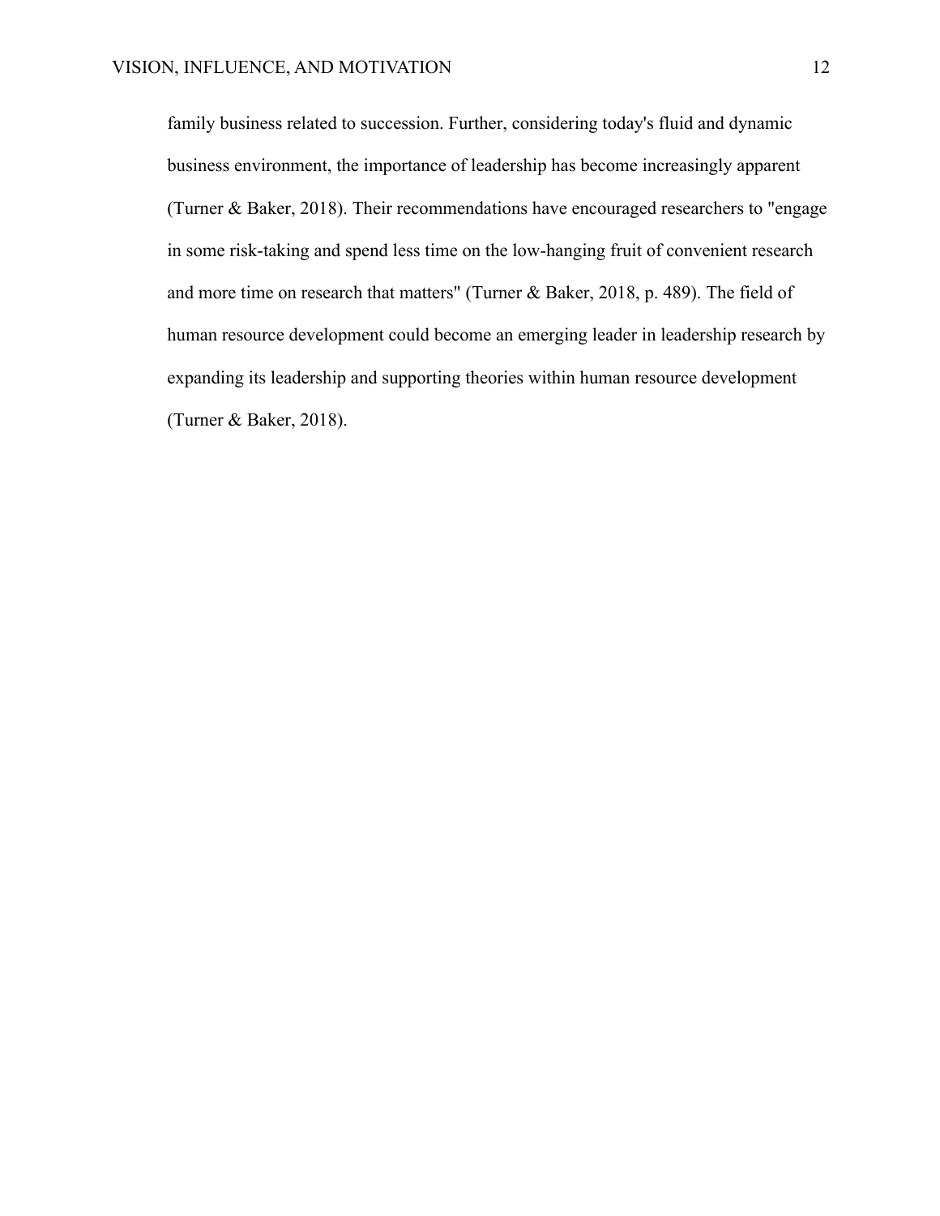family business related to succession. Further, considering today's fluid and dynamic business environment, the importance of leadership has become increasingly apparent (Turner & Baker, 2018). Their recommendations have encouraged researchers to "engage in some risk-taking and spend less time on the low-hanging fruit of convenient research and more time on research that matters" (Turner & Baker, 2018, p. 489). The field of human resource development could become an emerging leader in leadership research by expanding its leadership and supporting theories within human resource development (Turner & Baker, 2018).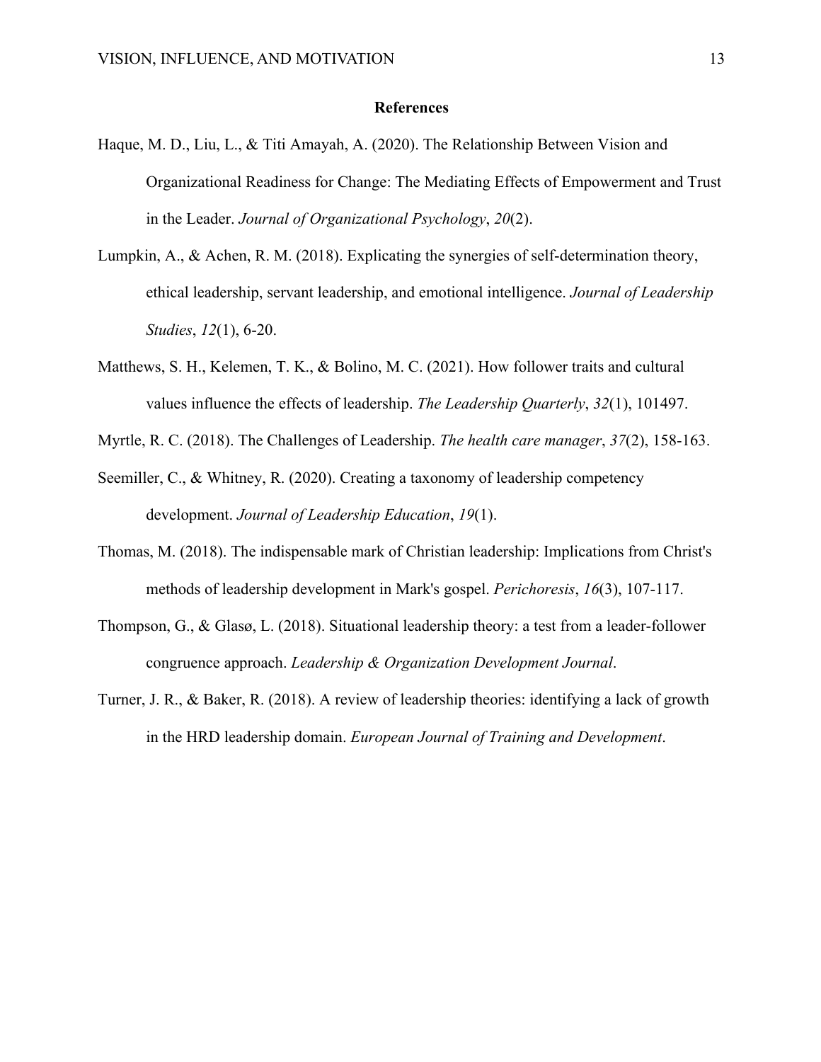**References**

Haque, M. D., Liu, L., & Titi Amayah, A. (2020). The Relationship Between Vision and Organizational Readiness for Change: The Mediating Effects of Empowerment and Trust in the Leader. *Journal of Organizational Psychology*, *20*(2).

Lumpkin, A., & Achen, R. M. (2018). Explicating the synergies of self-determination theory, ethical leadership, servant leadership, and emotional intelligence. *Journal of Leadership Studies*, *12*(1), 6-20.

Matthews, S. H., Kelemen, T. K., & Bolino, M. C. (2021). How follower traits and cultural values influence the effects of leadership. *The Leadership Quarterly*, *32*(1), 101497.

Myrtle, R. C. (2018). The Challenges of Leadership. *The health care manager*, *37*(2), 158-163.

Seemiller, C., & Whitney, R. (2020). Creating a taxonomy of leadership competency development. *Journal of Leadership Education*, *19*(1).

Thomas, M. (2018). The indispensable mark of Christian leadership: Implications from Christ's methods of leadership development in Mark's gospel. *Perichoresis*, *16*(3), 107-117.

Thompson, G., & Glasø, L. (2018). Situational leadership theory: a test from a leader-follower congruence approach. *Leadership & Organization Development Journal*.

Turner, J. R., & Baker, R. (2018). A review of leadership theories: identifying a lack of growth in the HRD leadership domain. *European Journal of Training and Development*.